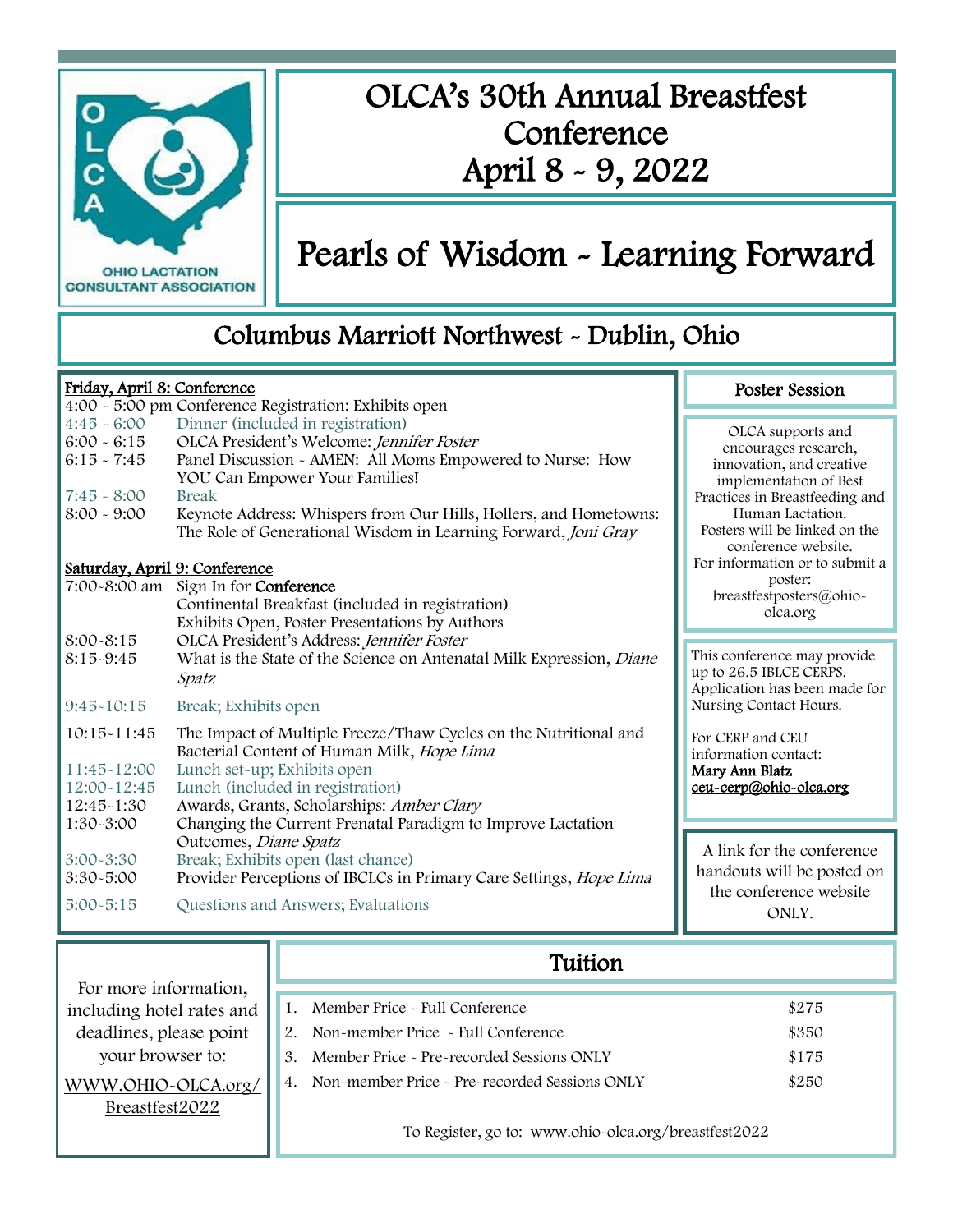OHIO LACTATION CONSULTANT ASSOCIATION

# OLCA's 30th Annual Breastfest Conference
# April 8 - 9, 2022

# Pearls of Wisdom - Learning Forward

## Columbus Marriott Northwest - Dublin, Ohio

**Friday, April 8: Conference**

| | |
|---|---|
| 4:00 - 5:00 pm | Conference Registration: Exhibits open |
| 4:45 - 6:00 | Dinner (included in registration) |
| 6:00 - 6:15 | OLCA President's Welcome: *Jennifer Foster* |
| 6:15 - 7:45 | Panel Discussion - AMEN: All Moms Empowered to Nurse: How YOU Can Empower Your Families! |
| 7:45 - 8:00 | Break |
| 8:00 - 9:00 | Keynote Address: Whispers from Our Hills, Hollers, and Hometowns: The Role of Generational Wisdom in Learning Forward, *Joni Gray* |

**Saturday, April 9: Conference**

| | |
|---|---|
| 7:00-8:00 am | Sign In for **Conference**<br>Continental Breakfast (included in registration)<br>Exhibits Open, Poster Presentations by Authors |
| 8:00-8:15 | OLCA President's Address: *Jennifer Foster* |
| 8:15-9:45 | What is the State of the Science on Antenatal Milk Expression, *Diane Spatz* |
| 9:45-10:15 | Break; Exhibits open |
| 10:15-11:45 | The Impact of Multiple Freeze/Thaw Cycles on the Nutritional and Bacterial Content of Human Milk, *Hope Lima* |
| 11:45-12:00 | Lunch set-up; Exhibits open |
| 12:00-12:45 | Lunch (included in registration) |
| 12:45-1:30 | Awards, Grants, Scholarships: *Amber Clary* |
| 1:30-3:00 | Changing the Current Prenatal Paradigm to Improve Lactation Outcomes, *Diane Spatz* |
| 3:00-3:30 | Break; Exhibits open (last chance) |
| 3:30-5:00 | Provider Perceptions of IBCLCs in Primary Care Settings, *Hope Lima* |
| 5:00-5:15 | Questions and Answers; Evaluations |

### Poster Session

OLCA supports and encourages research, innovation, and creative implementation of Best Practices in Breastfeeding and Human Lactation. Posters will be linked on the conference website. For information or to submit a poster: breastfestposters@ohio-olca.org

This conference may provide up to 26.5 IBLCE CERPS. Application has been made for Nursing Contact Hours.

For CERP and CEU information contact:
**Mary Ann Blatz**
**ceu-cerp@ohio-olca.org**

A link for the conference handouts will be posted on the conference website ONLY.

For more information, including hotel rates and deadlines, please point your browser to:
WWW.OHIO-OLCA.org/Breastfest2022

### Tuition

| | | |
|---|---|---|
| 1. | Member Price - Full Conference | $275 |
| 2. | Non-member Price - Full Conference | $350 |
| 3. | Member Price - Pre-recorded Sessions ONLY | $175 |
| 4. | Non-member Price - Pre-recorded Sessions ONLY | $250 |

To Register, go to: www.ohio-olca.org/breastfest2022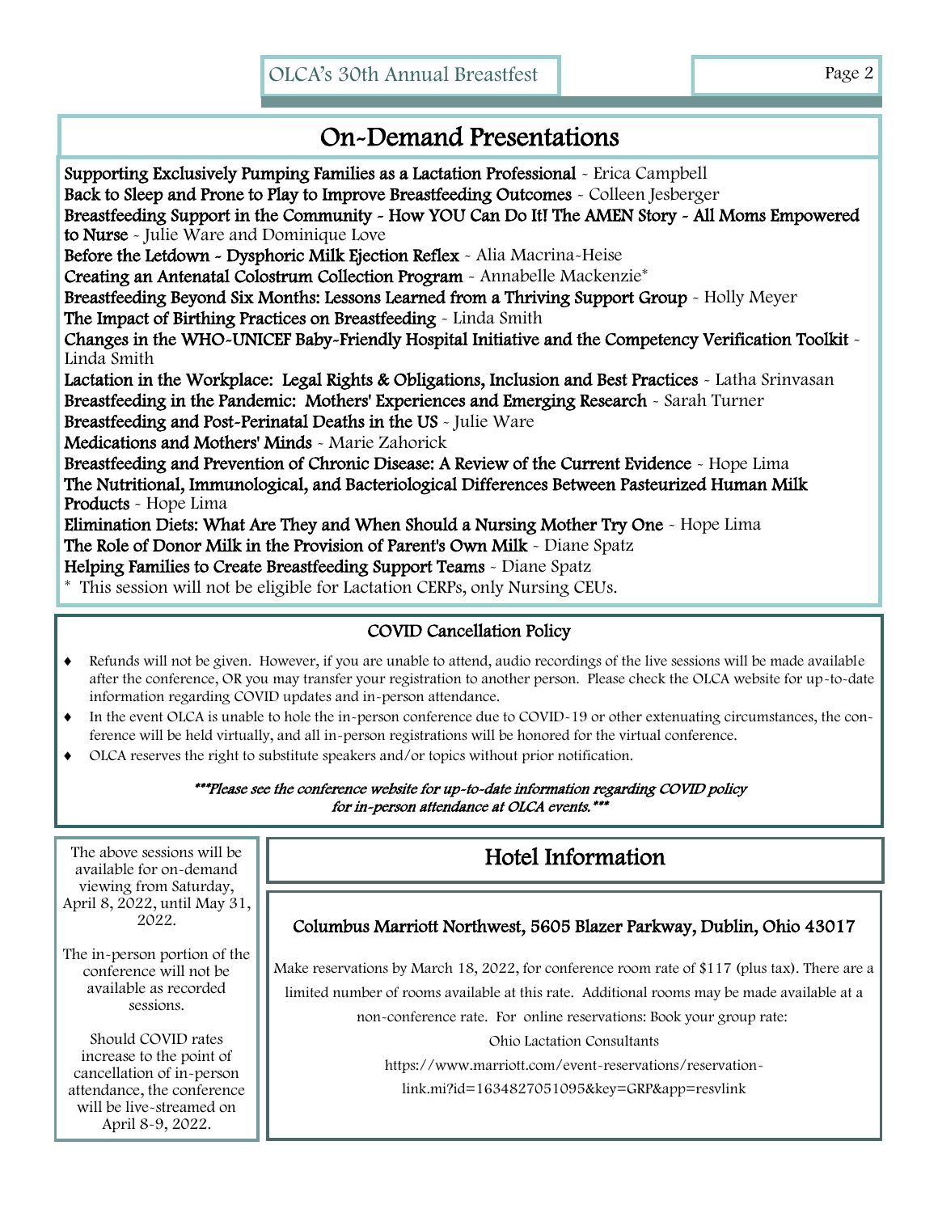## On-Demand Presentations

**Supporting Exclusively Pumping Families as a Lactation Professional** - Erica Campbell
**Back to Sleep and Prone to Play to Improve Breastfeeding Outcomes** - Colleen Jesberger
**Breastfeeding Support in the Community - How YOU Can Do It! The AMEN Story - All Moms Empowered to Nurse** - Julie Ware and Dominique Love
**Before the Letdown - Dysphoric Milk Ejection Reflex** - Alia Macrina-Heise
**Creating an Antenatal Colostrum Collection Program** - Annabelle Mackenzie*
**Breastfeeding Beyond Six Months: Lessons Learned from a Thriving Support Group** - Holly Meyer
**The Impact of Birthing Practices on Breastfeeding** - Linda Smith
**Changes in the WHO-UNICEF Baby-Friendly Hospital Initiative and the Competency Verification Toolkit** - Linda Smith
**Lactation in the Workplace: Legal Rights & Obligations, Inclusion and Best Practices** - Latha Srinvasan
**Breastfeeding in the Pandemic: Mothers' Experiences and Emerging Research** - Sarah Turner
**Breastfeeding and Post-Perinatal Deaths in the US** - Julie Ware
**Medications and Mothers' Minds** - Marie Zahorick
**Breastfeeding and Prevention of Chronic Disease: A Review of the Current Evidence** - Hope Lima
**The Nutritional, Immunological, and Bacteriological Differences Between Pasteurized Human Milk Products** - Hope Lima
**Elimination Diets: What Are They and When Should a Nursing Mother Try One** - Hope Lima
**The Role of Donor Milk in the Provision of Parent's Own Milk** - Diane Spatz
**Helping Families to Create Breastfeeding Support Teams** - Diane Spatz
* This session will not be eligible for Lactation CERPs, only Nursing CEUs.

### COVID Cancellation Policy

- Refunds will not be given. However, if you are unable to attend, audio recordings of the live sessions will be made available after the conference, OR you may transfer your registration to another person. Please check the OLCA website for up-to-date information regarding COVID updates and in-person attendance.
- In the event OLCA is unable to hole the in-person conference due to COVID-19 or other extenuating circumstances, the conference will be held virtually, and all in-person registrations will be honored for the virtual conference.
- OLCA reserves the right to substitute speakers and/or topics without prior notification.

****Please see the conference website for up-to-date information regarding COVID policy for in-person attendance at OLCA events.****

The above sessions will be available for on-demand viewing from Saturday, April 8, 2022, until May 31, 2022.

The in-person portion of the conference will not be available as recorded sessions.

Should COVID rates increase to the point of cancellation of in-person attendance, the conference will be live-streamed on April 8-9, 2022.

## Hotel Information

**Columbus Marriott Northwest, 5605 Blazer Parkway, Dublin, Ohio 43017**

Make reservations by March 18, 2022, for conference room rate of $117 (plus tax). There are a limited number of rooms available at this rate. Additional rooms may be made available at a non-conference rate. For online reservations: Book your group rate:

Ohio Lactation Consultants

https://www.marriott.com/event-reservations/reservation-link.mi?id=1634827051095&key=GRP&app=resvlink